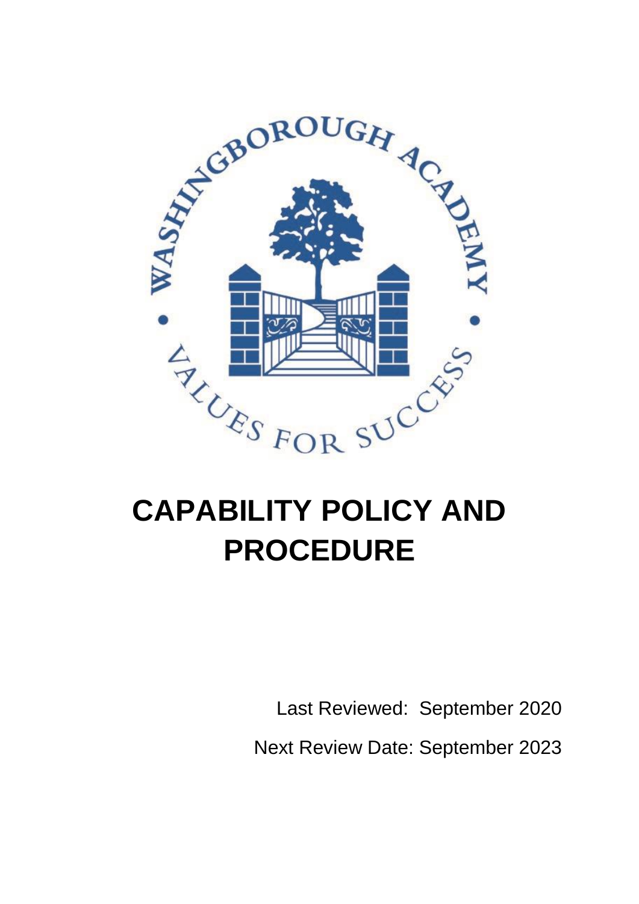WASHINGBOROUGH ACADEMY

VALUES FOR SUCCESS

# CAPABILITY POLICY AND PROCEDURE

Last Reviewed: September 2020

Next Review Date: September 2023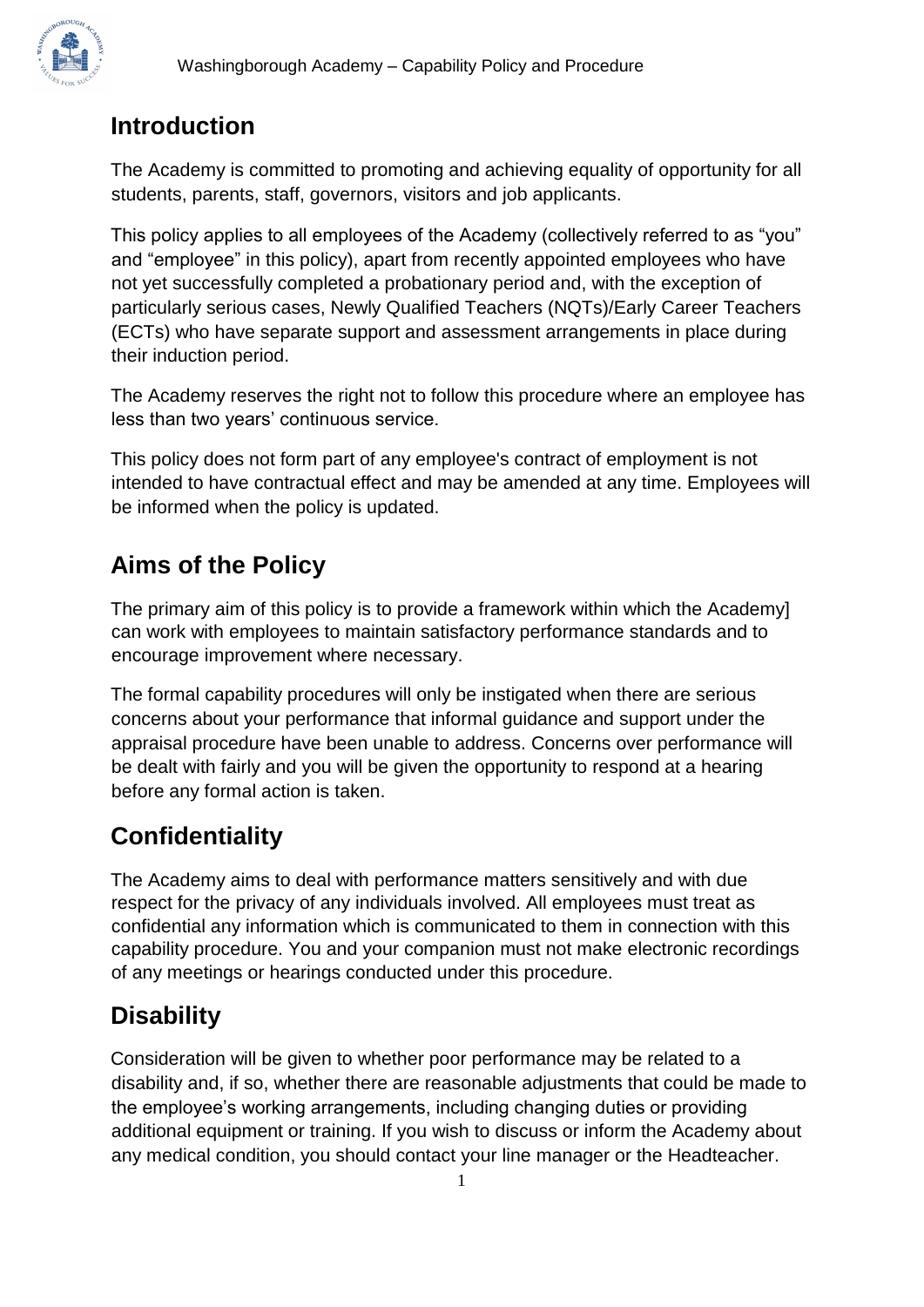## Introduction

The Academy is committed to promoting and achieving equality of opportunity for all students, parents, staff, governors, visitors and job applicants.

This policy applies to all employees of the Academy (collectively referred to as "you" and "employee" in this policy), apart from recently appointed employees who have not yet successfully completed a probationary period and, with the exception of particularly serious cases, Newly Qualified Teachers (NQTs)/Early Career Teachers (ECTs) who have separate support and assessment arrangements in place during their induction period.

The Academy reserves the right not to follow this procedure where an employee has less than two years' continuous service.

This policy does not form part of any employee's contract of employment is not intended to have contractual effect and may be amended at any time. Employees will be informed when the policy is updated.

## Aims of the Policy

The primary aim of this policy is to provide a framework within which the Academy] can work with employees to maintain satisfactory performance standards and to encourage improvement where necessary.

The formal capability procedures will only be instigated when there are serious concerns about your performance that informal guidance and support under the appraisal procedure have been unable to address. Concerns over performance will be dealt with fairly and you will be given the opportunity to respond at a hearing before any formal action is taken.

## Confidentiality

The Academy aims to deal with performance matters sensitively and with due respect for the privacy of any individuals involved. All employees must treat as confidential any information which is communicated to them in connection with this capability procedure. You and your companion must not make electronic recordings of any meetings or hearings conducted under this procedure.

## Disability

Consideration will be given to whether poor performance may be related to a disability and, if so, whether there are reasonable adjustments that could be made to the employee's working arrangements, including changing duties or providing additional equipment or training. If you wish to discuss or inform the Academy about any medical condition, you should contact your line manager or the Headteacher.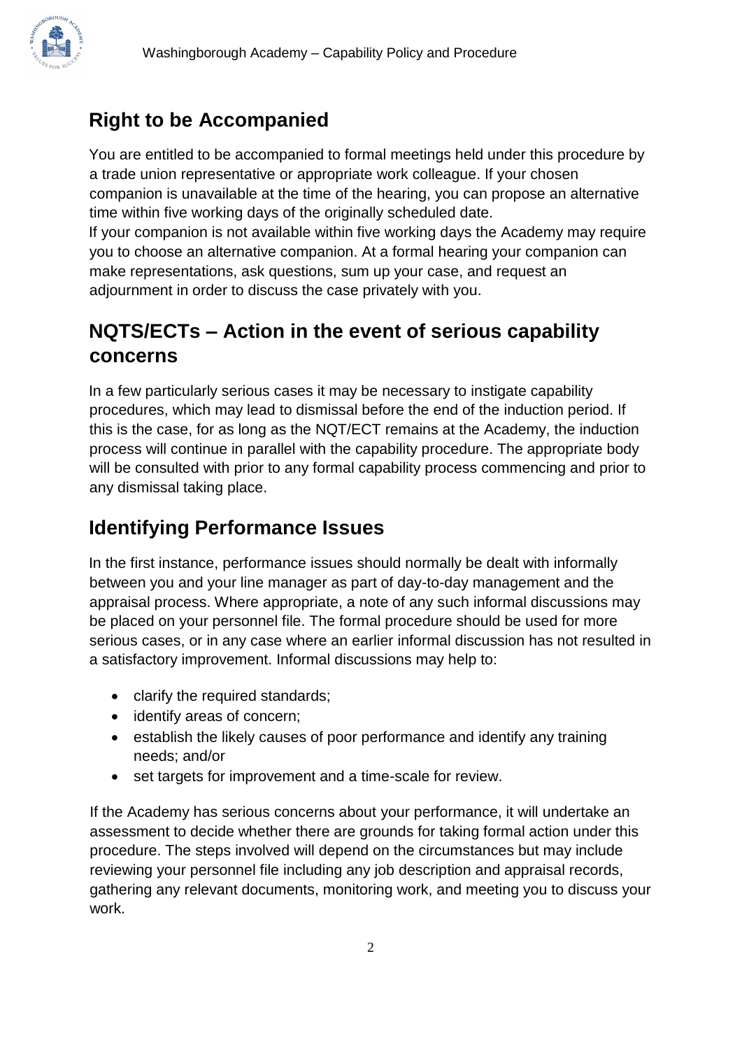## Right to be Accompanied

You are entitled to be accompanied to formal meetings held under this procedure by a trade union representative or appropriate work colleague. If your chosen companion is unavailable at the time of the hearing, you can propose an alternative time within five working days of the originally scheduled date.
If your companion is not available within five working days the Academy may require you to choose an alternative companion. At a formal hearing your companion can make representations, ask questions, sum up your case, and request an adjournment in order to discuss the case privately with you.

## NQTS/ECTs – Action in the event of serious capability concerns

In a few particularly serious cases it may be necessary to instigate capability procedures, which may lead to dismissal before the end of the induction period. If this is the case, for as long as the NQT/ECT remains at the Academy, the induction process will continue in parallel with the capability procedure. The appropriate body will be consulted with prior to any formal capability process commencing and prior to any dismissal taking place.

## Identifying Performance Issues

In the first instance, performance issues should normally be dealt with informally between you and your line manager as part of day-to-day management and the appraisal process. Where appropriate, a note of any such informal discussions may be placed on your personnel file. The formal procedure should be used for more serious cases, or in any case where an earlier informal discussion has not resulted in a satisfactory improvement. Informal discussions may help to:

- clarify the required standards;
- identify areas of concern;
- establish the likely causes of poor performance and identify any training needs; and/or
- set targets for improvement and a time-scale for review.

If the Academy has serious concerns about your performance, it will undertake an assessment to decide whether there are grounds for taking formal action under this procedure. The steps involved will depend on the circumstances but may include reviewing your personnel file including any job description and appraisal records, gathering any relevant documents, monitoring work, and meeting you to discuss your work.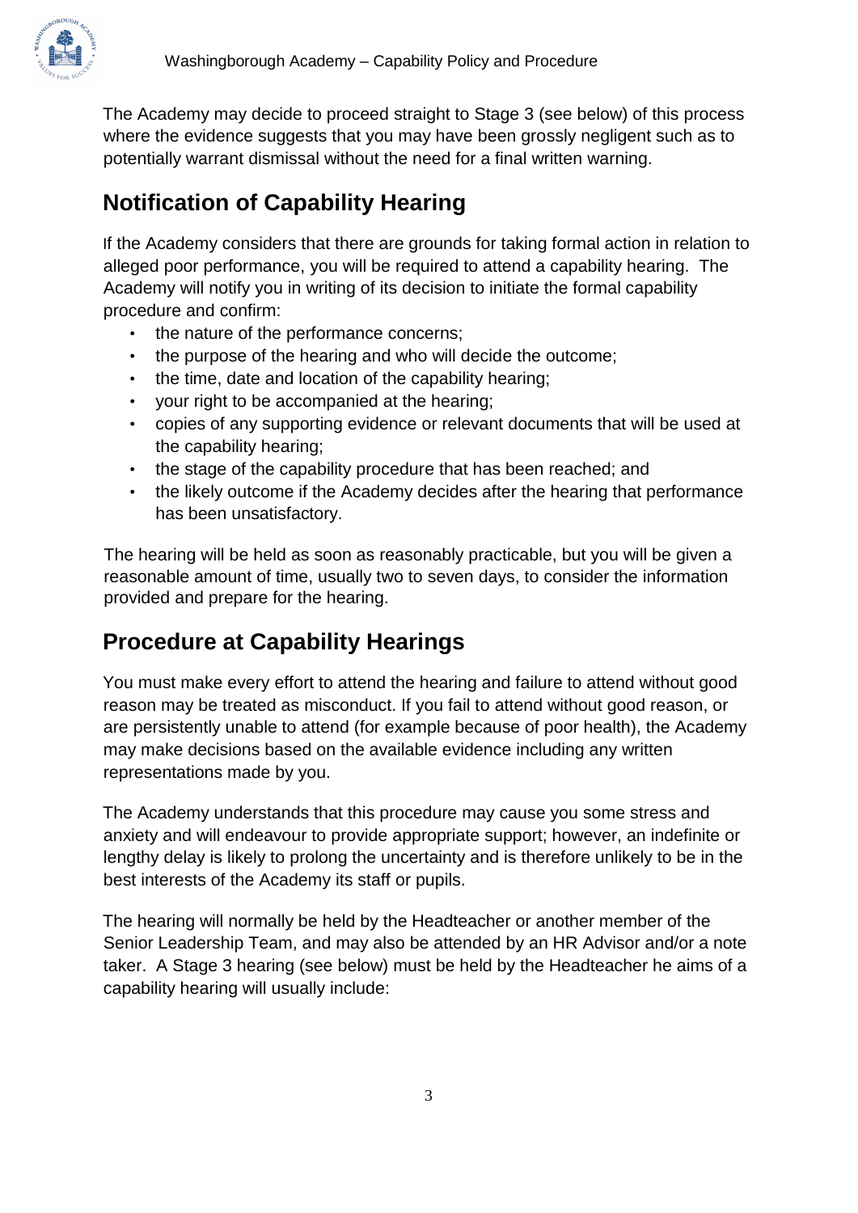The Academy may decide to proceed straight to Stage 3 (see below) of this process where the evidence suggests that you may have been grossly negligent such as to potentially warrant dismissal without the need for a final written warning.

## Notification of Capability Hearing

If the Academy considers that there are grounds for taking formal action in relation to alleged poor performance, you will be required to attend a capability hearing. The Academy will notify you in writing of its decision to initiate the formal capability procedure and confirm:

- the nature of the performance concerns;
- the purpose of the hearing and who will decide the outcome;
- the time, date and location of the capability hearing;
- your right to be accompanied at the hearing;
- copies of any supporting evidence or relevant documents that will be used at the capability hearing;
- the stage of the capability procedure that has been reached; and
- the likely outcome if the Academy decides after the hearing that performance has been unsatisfactory.

The hearing will be held as soon as reasonably practicable, but you will be given a reasonable amount of time, usually two to seven days, to consider the information provided and prepare for the hearing.

## Procedure at Capability Hearings

You must make every effort to attend the hearing and failure to attend without good reason may be treated as misconduct. If you fail to attend without good reason, or are persistently unable to attend (for example because of poor health), the Academy may make decisions based on the available evidence including any written representations made by you.

The Academy understands that this procedure may cause you some stress and anxiety and will endeavour to provide appropriate support; however, an indefinite or lengthy delay is likely to prolong the uncertainty and is therefore unlikely to be in the best interests of the Academy its staff or pupils.

The hearing will normally be held by the Headteacher or another member of the Senior Leadership Team, and may also be attended by an HR Advisor and/or a note taker. A Stage 3 hearing (see below) must be held by the Headteacher he aims of a capability hearing will usually include: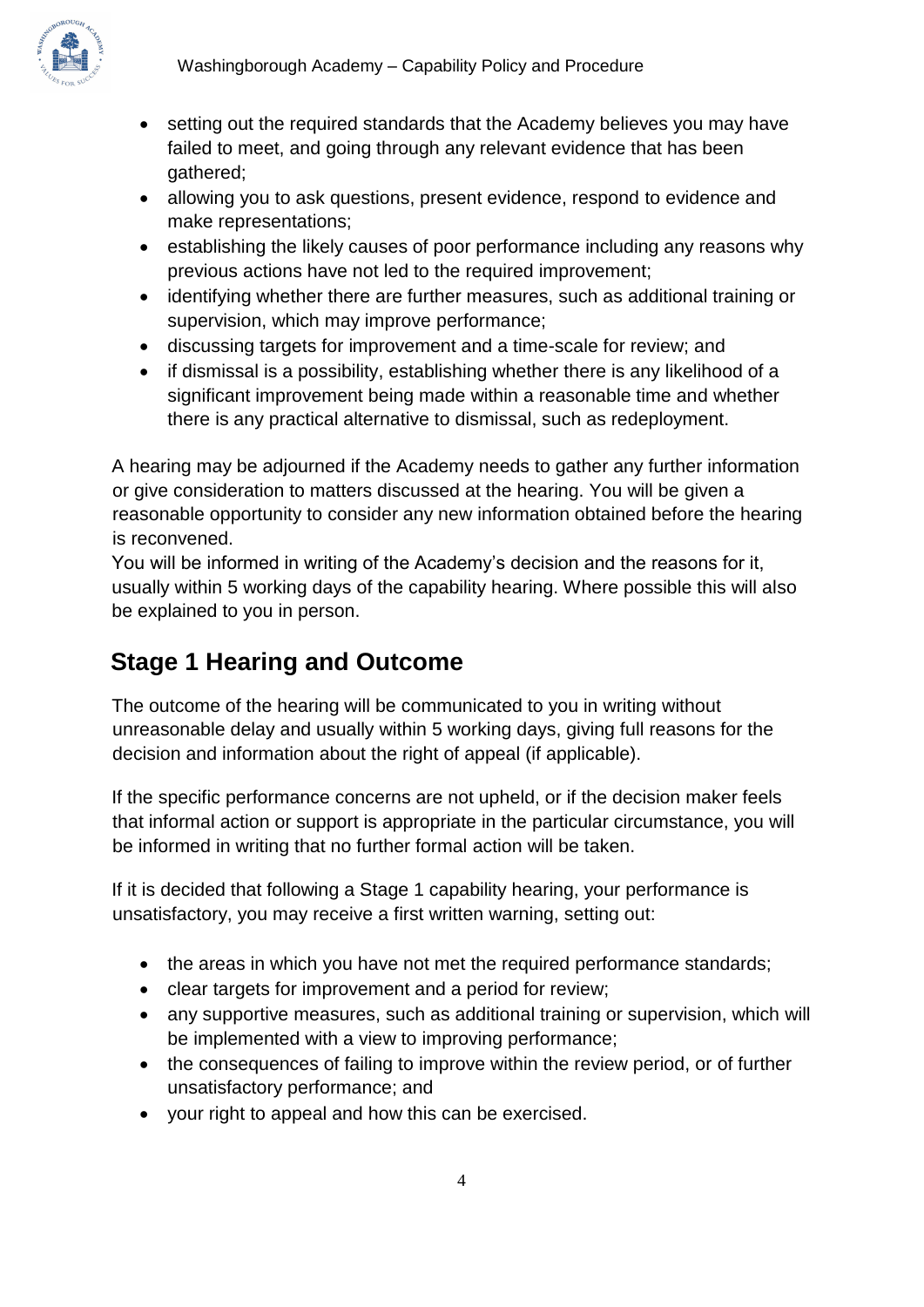- setting out the required standards that the Academy believes you may have failed to meet, and going through any relevant evidence that has been gathered;
- allowing you to ask questions, present evidence, respond to evidence and make representations;
- establishing the likely causes of poor performance including any reasons why previous actions have not led to the required improvement;
- identifying whether there are further measures, such as additional training or supervision, which may improve performance;
- discussing targets for improvement and a time-scale for review; and
- if dismissal is a possibility, establishing whether there is any likelihood of a significant improvement being made within a reasonable time and whether there is any practical alternative to dismissal, such as redeployment.

A hearing may be adjourned if the Academy needs to gather any further information or give consideration to matters discussed at the hearing. You will be given a reasonable opportunity to consider any new information obtained before the hearing is reconvened.
You will be informed in writing of the Academy's decision and the reasons for it, usually within 5 working days of the capability hearing. Where possible this will also be explained to you in person.

## Stage 1 Hearing and Outcome

The outcome of the hearing will be communicated to you in writing without unreasonable delay and usually within 5 working days, giving full reasons for the decision and information about the right of appeal (if applicable).

If the specific performance concerns are not upheld, or if the decision maker feels that informal action or support is appropriate in the particular circumstance, you will be informed in writing that no further formal action will be taken.

If it is decided that following a Stage 1 capability hearing, your performance is unsatisfactory, you may receive a first written warning, setting out:

- the areas in which you have not met the required performance standards;
- clear targets for improvement and a period for review;
- any supportive measures, such as additional training or supervision, which will be implemented with a view to improving performance;
- the consequences of failing to improve within the review period, or of further unsatisfactory performance; and
- your right to appeal and how this can be exercised.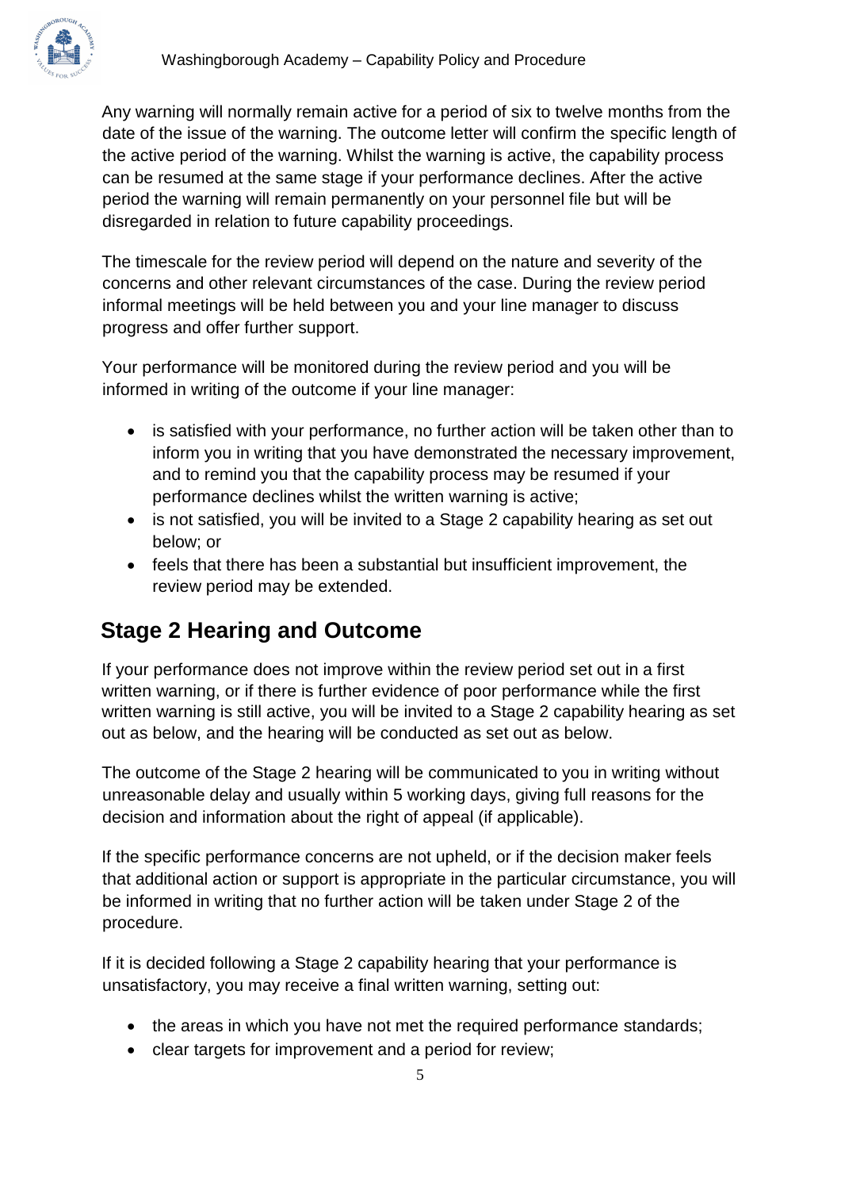Any warning will normally remain active for a period of six to twelve months from the date of the issue of the warning. The outcome letter will confirm the specific length of the active period of the warning. Whilst the warning is active, the capability process can be resumed at the same stage if your performance declines. After the active period the warning will remain permanently on your personnel file but will be disregarded in relation to future capability proceedings.

The timescale for the review period will depend on the nature and severity of the concerns and other relevant circumstances of the case. During the review period informal meetings will be held between you and your line manager to discuss progress and offer further support.

Your performance will be monitored during the review period and you will be informed in writing of the outcome if your line manager:

- is satisfied with your performance, no further action will be taken other than to inform you in writing that you have demonstrated the necessary improvement, and to remind you that the capability process may be resumed if your performance declines whilst the written warning is active;
- is not satisfied, you will be invited to a Stage 2 capability hearing as set out below; or
- feels that there has been a substantial but insufficient improvement, the review period may be extended.

## Stage 2 Hearing and Outcome

If your performance does not improve within the review period set out in a first written warning, or if there is further evidence of poor performance while the first written warning is still active, you will be invited to a Stage 2 capability hearing as set out as below, and the hearing will be conducted as set out as below.

The outcome of the Stage 2 hearing will be communicated to you in writing without unreasonable delay and usually within 5 working days, giving full reasons for the decision and information about the right of appeal (if applicable).

If the specific performance concerns are not upheld, or if the decision maker feels that additional action or support is appropriate in the particular circumstance, you will be informed in writing that no further action will be taken under Stage 2 of the procedure.

If it is decided following a Stage 2 capability hearing that your performance is unsatisfactory, you may receive a final written warning, setting out:

- the areas in which you have not met the required performance standards;
- clear targets for improvement and a period for review;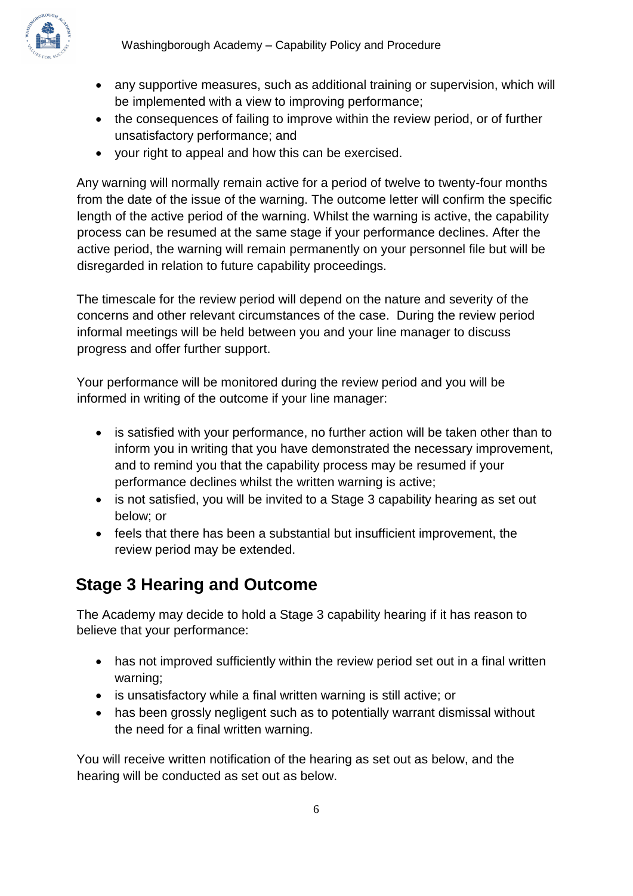- any supportive measures, such as additional training or supervision, which will be implemented with a view to improving performance;
- the consequences of failing to improve within the review period, or of further unsatisfactory performance; and
- your right to appeal and how this can be exercised.

Any warning will normally remain active for a period of twelve to twenty-four months from the date of the issue of the warning. The outcome letter will confirm the specific length of the active period of the warning. Whilst the warning is active, the capability process can be resumed at the same stage if your performance declines. After the active period, the warning will remain permanently on your personnel file but will be disregarded in relation to future capability proceedings.

The timescale for the review period will depend on the nature and severity of the concerns and other relevant circumstances of the case. During the review period informal meetings will be held between you and your line manager to discuss progress and offer further support.

Your performance will be monitored during the review period and you will be informed in writing of the outcome if your line manager:

- is satisfied with your performance, no further action will be taken other than to inform you in writing that you have demonstrated the necessary improvement, and to remind you that the capability process may be resumed if your performance declines whilst the written warning is active;
- is not satisfied, you will be invited to a Stage 3 capability hearing as set out below; or
- feels that there has been a substantial but insufficient improvement, the review period may be extended.

## Stage 3 Hearing and Outcome

The Academy may decide to hold a Stage 3 capability hearing if it has reason to believe that your performance:

- has not improved sufficiently within the review period set out in a final written warning;
- is unsatisfactory while a final written warning is still active; or
- has been grossly negligent such as to potentially warrant dismissal without the need for a final written warning.

You will receive written notification of the hearing as set out as below, and the hearing will be conducted as set out as below.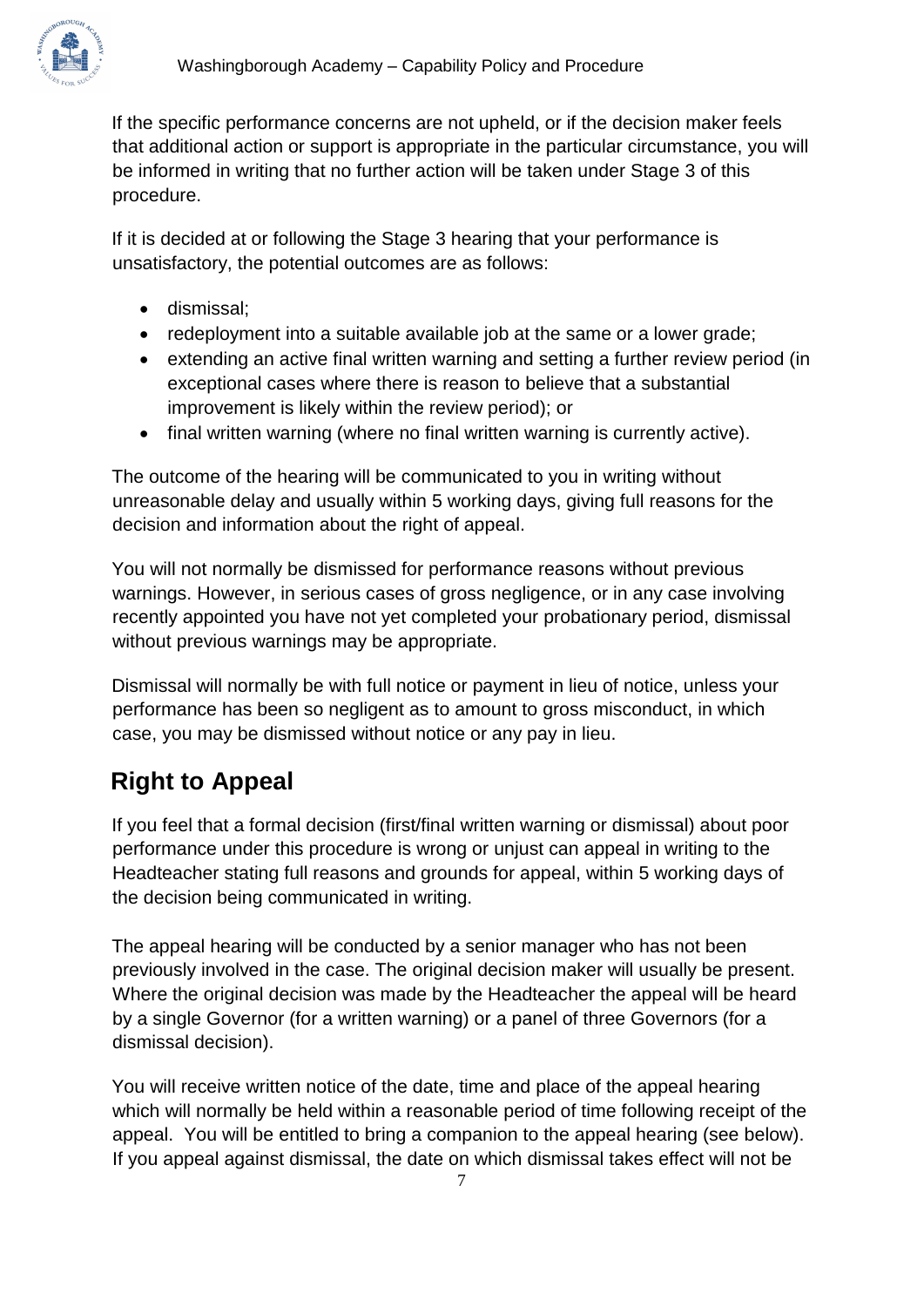If the specific performance concerns are not upheld, or if the decision maker feels that additional action or support is appropriate in the particular circumstance, you will be informed in writing that no further action will be taken under Stage 3 of this procedure.

If it is decided at or following the Stage 3 hearing that your performance is unsatisfactory, the potential outcomes are as follows:

- dismissal;
- redeployment into a suitable available job at the same or a lower grade;
- extending an active final written warning and setting a further review period (in exceptional cases where there is reason to believe that a substantial improvement is likely within the review period); or
- final written warning (where no final written warning is currently active).

The outcome of the hearing will be communicated to you in writing without unreasonable delay and usually within 5 working days, giving full reasons for the decision and information about the right of appeal.

You will not normally be dismissed for performance reasons without previous warnings. However, in serious cases of gross negligence, or in any case involving recently appointed you have not yet completed your probationary period, dismissal without previous warnings may be appropriate.

Dismissal will normally be with full notice or payment in lieu of notice, unless your performance has been so negligent as to amount to gross misconduct, in which case, you may be dismissed without notice or any pay in lieu.

## Right to Appeal

If you feel that a formal decision (first/final written warning or dismissal) about poor performance under this procedure is wrong or unjust can appeal in writing to the Headteacher stating full reasons and grounds for appeal, within 5 working days of the decision being communicated in writing.

The appeal hearing will be conducted by a senior manager who has not been previously involved in the case. The original decision maker will usually be present. Where the original decision was made by the Headteacher the appeal will be heard by a single Governor (for a written warning) or a panel of three Governors (for a dismissal decision).

You will receive written notice of the date, time and place of the appeal hearing which will normally be held within a reasonable period of time following receipt of the appeal. You will be entitled to bring a companion to the appeal hearing (see below). If you appeal against dismissal, the date on which dismissal takes effect will not be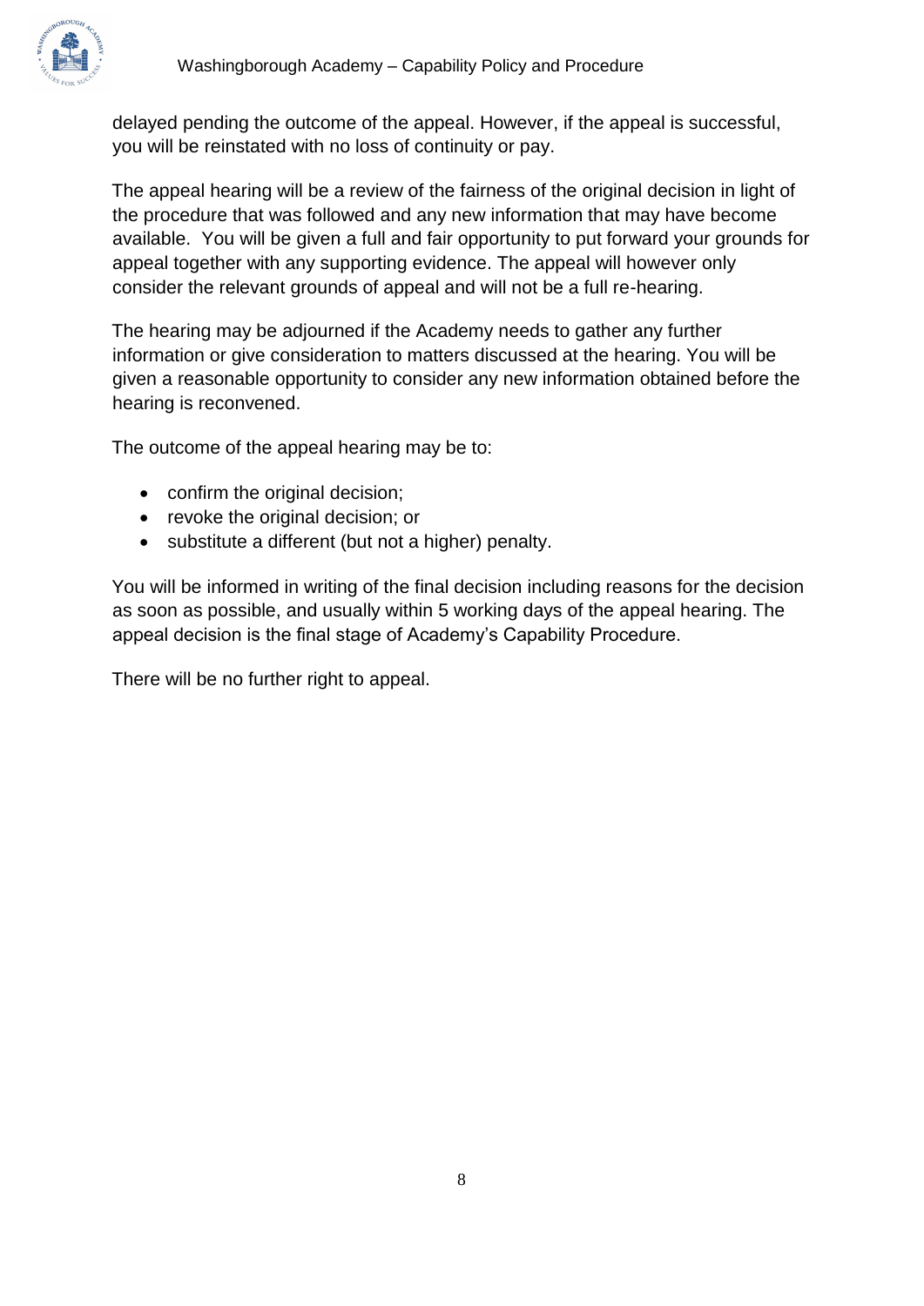delayed pending the outcome of the appeal. However, if the appeal is successful, you will be reinstated with no loss of continuity or pay.

The appeal hearing will be a review of the fairness of the original decision in light of the procedure that was followed and any new information that may have become available. You will be given a full and fair opportunity to put forward your grounds for appeal together with any supporting evidence. The appeal will however only consider the relevant grounds of appeal and will not be a full re-hearing.

The hearing may be adjourned if the Academy needs to gather any further information or give consideration to matters discussed at the hearing. You will be given a reasonable opportunity to consider any new information obtained before the hearing is reconvened.

The outcome of the appeal hearing may be to:

- confirm the original decision;
- revoke the original decision; or
- substitute a different (but not a higher) penalty.

You will be informed in writing of the final decision including reasons for the decision as soon as possible, and usually within 5 working days of the appeal hearing. The appeal decision is the final stage of Academy's Capability Procedure.

There will be no further right to appeal.